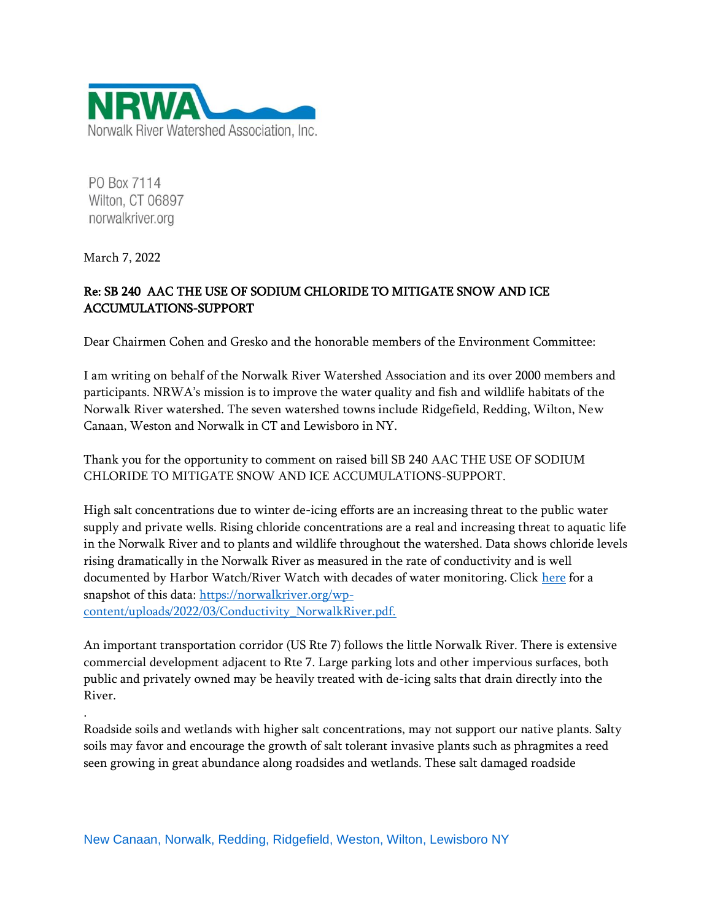**NRWA**
Norwalk River Watershed Association, Inc.

PO Box 7114
Wilton, CT 06897
norwalkriver.org

March 7, 2022

**Re: SB 240 AAC THE USE OF SODIUM CHLORIDE TO MITIGATE SNOW AND ICE ACCUMULATIONS-SUPPORT**

Dear Chairmen Cohen and Gresko and the honorable members of the Environment Committee:

I am writing on behalf of the Norwalk River Watershed Association and its over 2000 members and participants. NRWA's mission is to improve the water quality and fish and wildlife habitats of the Norwalk River watershed. The seven watershed towns include Ridgefield, Redding, Wilton, New Canaan, Weston and Norwalk in CT and Lewisboro in NY.

Thank you for the opportunity to comment on raised bill SB 240 AAC THE USE OF SODIUM CHLORIDE TO MITIGATE SNOW AND ICE ACCUMULATIONS-SUPPORT.

High salt concentrations due to winter de-icing efforts are an increasing threat to the public water supply and private wells. Rising chloride concentrations are a real and increasing threat to aquatic life in the Norwalk River and to plants and wildlife throughout the watershed. Data shows chloride levels rising dramatically in the Norwalk River as measured in the rate of conductivity and is well documented by Harbor Watch/River Watch with decades of water monitoring. Click [here](https://norwalkriver.org/wp-content/uploads/2022/03/Conductivity_NorwalkRiver.pdf) for a snapshot of this data: [https://norwalkriver.org/wp-content/uploads/2022/03/Conductivity_NorwalkRiver.pdf.](https://norwalkriver.org/wp-content/uploads/2022/03/Conductivity_NorwalkRiver.pdf)

An important transportation corridor (US Rte 7) follows the little Norwalk River. There is extensive commercial development adjacent to Rte 7. Large parking lots and other impervious surfaces, both public and privately owned may be heavily treated with de-icing salts that drain directly into the River.

.

Roadside soils and wetlands with higher salt concentrations, may not support our native plants. Salty soils may favor and encourage the growth of salt tolerant invasive plants such as phragmites a reed seen growing in great abundance along roadsides and wetlands. These salt damaged roadside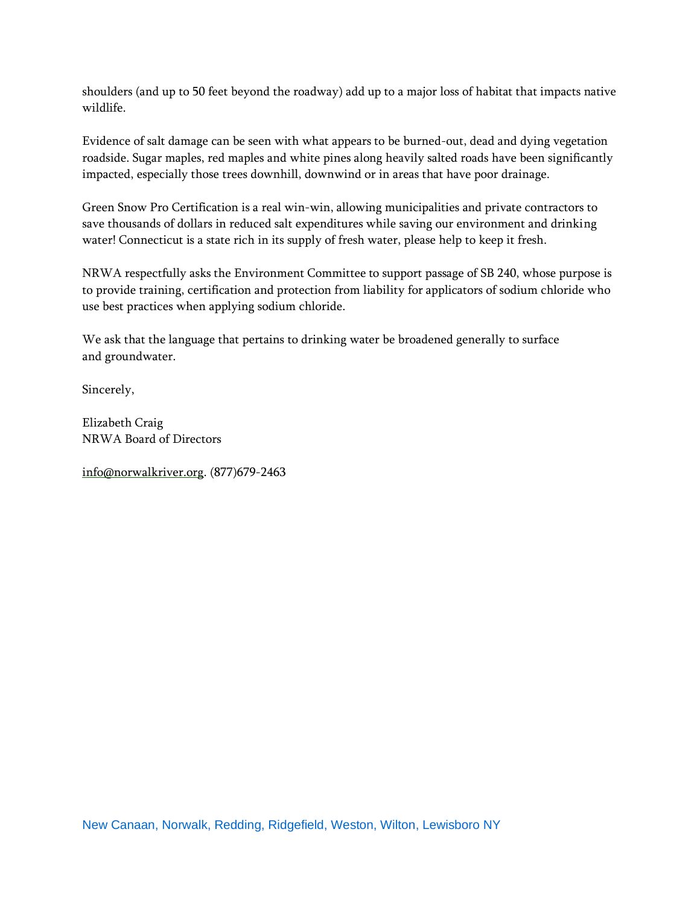shoulders (and up to 50 feet beyond the roadway) add up to a major loss of habitat that impacts native wildlife.

Evidence of salt damage can be seen with what appears to be burned-out, dead and dying vegetation roadside. Sugar maples, red maples and white pines along heavily salted roads have been significantly impacted, especially those trees downhill, downwind or in areas that have poor drainage.

Green Snow Pro Certification is a real win-win, allowing municipalities and private contractors to save thousands of dollars in reduced salt expenditures while saving our environment and drinking water! Connecticut is a state rich in its supply of fresh water, please help to keep it fresh.

NRWA respectfully asks the Environment Committee to support passage of SB 240, whose purpose is to provide training, certification and protection from liability for applicators of sodium chloride who use best practices when applying sodium chloride.

We ask that the language that pertains to drinking water be broadened generally to surface and groundwater.

Sincerely,

Elizabeth Craig
NRWA Board of Directors

info@norwalkriver.org. (877)679-2463

New Canaan, Norwalk, Redding, Ridgefield, Weston, Wilton, Lewisboro NY